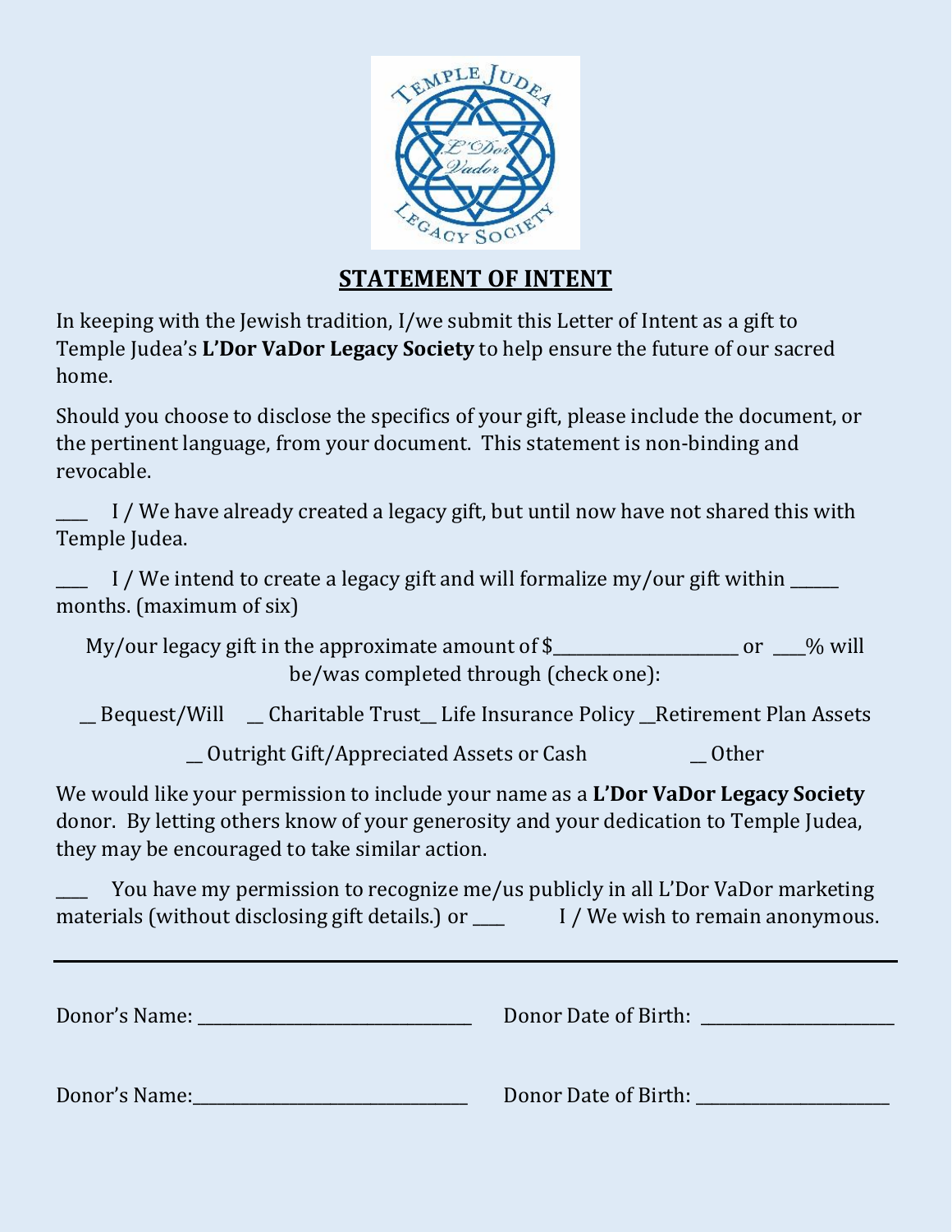## STATEMENT OF INTENT

In keeping with the Jewish tradition, I/we submit this Letter of Intent as a gift to Temple Judea's **L'Dor VaDor Legacy Society** to help ensure the future of our sacred home.

Should you choose to disclose the specifics of your gift, please include the document, or the pertinent language, from your document. This statement is non-binding and revocable.

\_\_\_\_ I / We have already created a legacy gift, but until now have not shared this with Temple Judea.

\_\_\_\_ I / We intend to create a legacy gift and will formalize my/our gift within \_\_\_\_\_\_ months. (maximum of six)

My/our legacy gift in the approximate amount of $\_\_\_\_\_\_\_\_\_\_\_\_\_\_\_\_\_\_\_\_\_\_ or \_\_\_\_% will be/was completed through (check one):

\_\_ Bequest/Will \_\_ Charitable Trust \_\_ Life Insurance Policy \_\_Retirement Plan Assets

\_\_ Outright Gift/Appreciated Assets or Cash \_\_ Other

We would like your permission to include your name as a **L'Dor VaDor Legacy Society** donor. By letting others know of your generosity and your dedication to Temple Judea, they may be encouraged to take similar action.

\_\_\_\_ You have my permission to recognize me/us publicly in all L'Dor VaDor marketing materials (without disclosing gift details.) or \_\_\_\_ I / We wish to remain anonymous.

---

Donor's Name: \_\_\_\_\_\_\_\_\_\_\_\_\_\_\_\_\_\_\_\_\_\_\_\_\_\_\_\_\_\_\_\_\_ Donor Date of Birth: \_\_\_\_\_\_\_\_\_\_\_\_\_\_\_\_\_\_\_\_\_\_\_

Donor's Name: \_\_\_\_\_\_\_\_\_\_\_\_\_\_\_\_\_\_\_\_\_\_\_\_\_\_\_\_\_\_\_\_\_ Donor Date of Birth: \_\_\_\_\_\_\_\_\_\_\_\_\_\_\_\_\_\_\_\_\_\_\_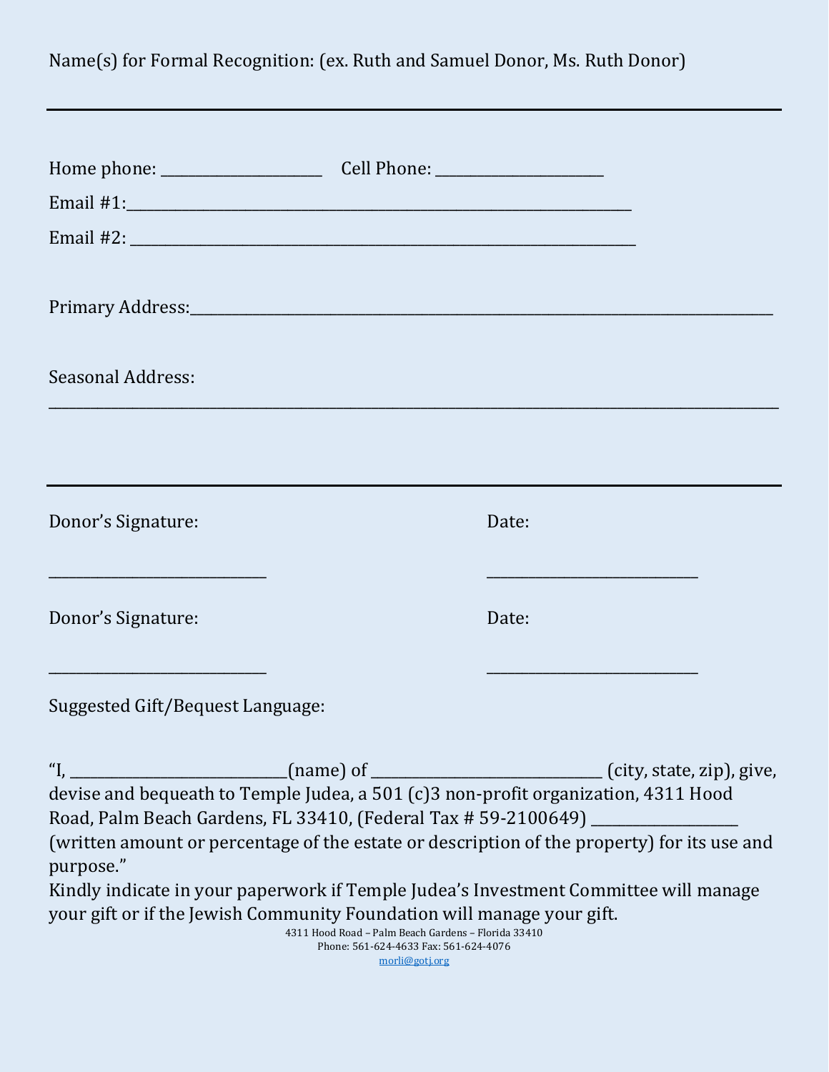Name(s) for Formal Recognition: (ex. Ruth and Samuel Donor, Ms. Ruth Donor)

---

Home phone: _____________________ Cell Phone: _____________________

Email #1:_________________________________________________________________

Email #2: _________________________________________________________________

Primary Address:_______________________________________________________________________

Seasonal Address:

_____________________________________________________________________________________________

---

Donor's Signature: Date:

____________________________ ____________________________

Donor's Signature: Date:

____________________________ ____________________________

Suggested Gift/Bequest Language:

"I, ____________________________(name) of ______________________________ (city, state, zip), give, devise and bequeath to Temple Judea, a 501 (c)3 non-profit organization, 4311 Hood Road, Palm Beach Gardens, FL 33410, (Federal Tax # 59-2100649) ___________________ (written amount or percentage of the estate or description of the property) for its use and purpose."

Kindly indicate in your paperwork if Temple Judea's Investment Committee will manage your gift or if the Jewish Community Foundation will manage your gift.

4311 Hood Road – Palm Beach Gardens – Florida 33410
Phone: 561-624-4633 Fax: 561-624-4076
morli@gotj.org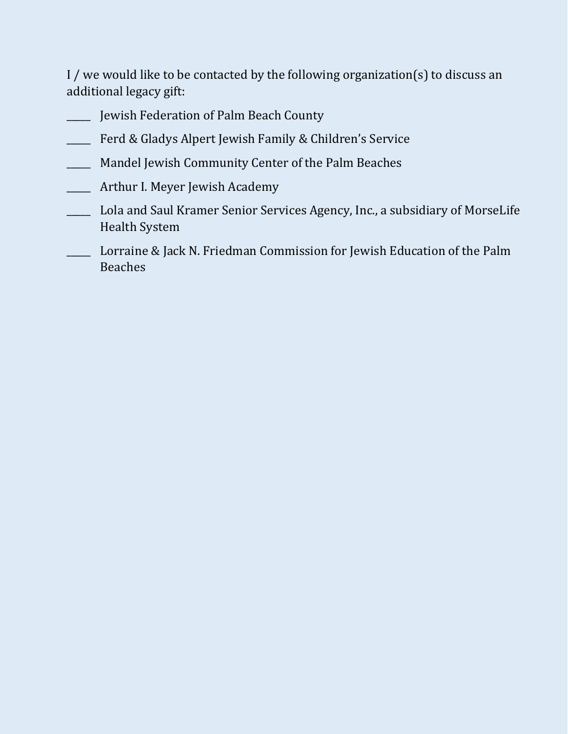I / we would like to be contacted by the following organization(s) to discuss an additional legacy gift:

_____ Jewish Federation of Palm Beach County

_____ Ferd & Gladys Alpert Jewish Family & Children's Service

_____ Mandel Jewish Community Center of the Palm Beaches

_____ Arthur I. Meyer Jewish Academy

_____ Lola and Saul Kramer Senior Services Agency, Inc., a subsidiary of MorseLife Health System

_____ Lorraine & Jack N. Friedman Commission for Jewish Education of the Palm Beaches